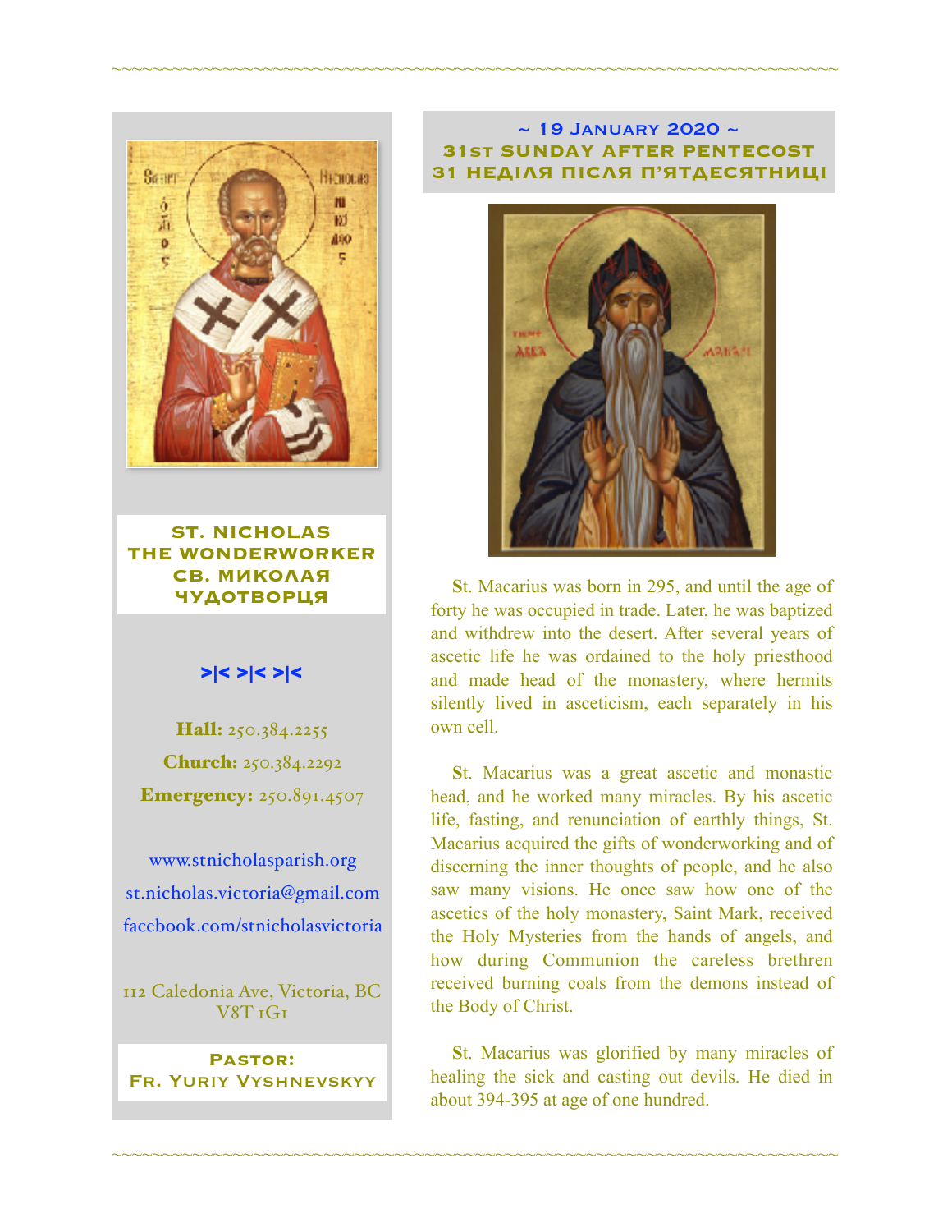**ST. NICHOLAS THE WONDERWORKER**
**СВ. МИКОЛАЯ ЧУДОТВОРЦЯ**

>|< >|< >|<

**Hall:** 250.384.2255

**Church:** 250.384.2292

**Emergency:** 250.891.4507

www.stnicholasparish.org

st.nicholas.victoria@gmail.com

facebook.com/stnicholasvictoria

112 Caledonia Ave, Victoria, BC V8T 1G1

**Pastor:**
**Fr. Yuriy Vyshnevskyy**

## ~ 19 January 2020 ~
## 31st SUNDAY AFTER PENTECOST
## 31 НЕДІЛЯ ПІСЛЯ П'ЯТДЕСЯТНИЦІ

**S**t. Macarius was born in 295, and until the age of forty he was occupied in trade. Later, he was baptized and withdrew into the desert. After several years of ascetic life he was ordained to the holy priesthood and made head of the monastery, where hermits silently lived in asceticism, each separately in his own cell.

**S**t. Macarius was a great ascetic and monastic head, and he worked many miracles. By his ascetic life, fasting, and renunciation of earthly things, St. Macarius acquired the gifts of wonderworking and of discerning the inner thoughts of people, and he also saw many visions. He once saw how one of the ascetics of the holy monastery, Saint Mark, received the Holy Mysteries from the hands of angels, and how during Communion the careless brethren received burning coals from the demons instead of the Body of Christ.

**S**t. Macarius was glorified by many miracles of healing the sick and casting out devils. He died in about 394-395 at age of one hundred.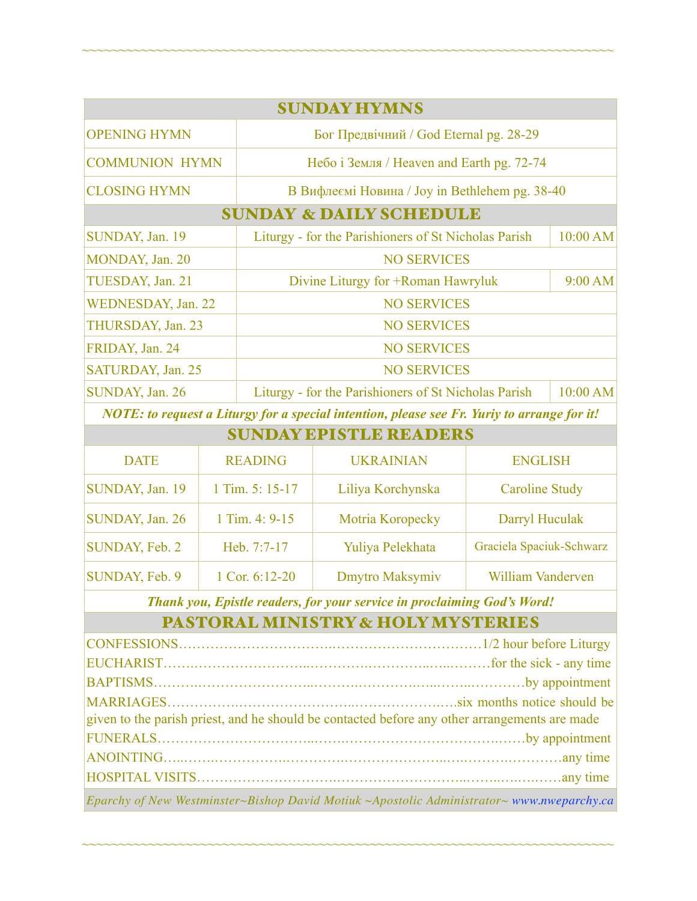## SUNDAY HYMNS

| | |
|---|---|
| OPENING HYMN | Бог Предвічний / God Eternal pg. 28-29 |
| COMMUNION HYMN | Небо і Земля / Heaven and Earth pg. 72-74 |
| CLOSING HYMN | В Вифлеємі Новина / Joy in Bethlehem pg. 38-40 |

## SUNDAY & DAILY SCHEDULE

| | | |
|---|---|---|
| SUNDAY, Jan. 19 | Liturgy - for the Parishioners of St Nicholas Parish | 10:00 AM |
| MONDAY, Jan. 20 | NO SERVICES | |
| TUESDAY, Jan. 21 | Divine Liturgy for +Roman Hawryluk | 9:00 AM |
| WEDNESDAY, Jan. 22 | NO SERVICES | |
| THURSDAY, Jan. 23 | NO SERVICES | |
| FRIDAY, Jan. 24 | NO SERVICES | |
| SATURDAY, Jan. 25 | NO SERVICES | |
| SUNDAY, Jan. 26 | Liturgy - for the Parishioners of St Nicholas Parish | 10:00 AM |

***NOTE: to request a Liturgy for a special intention, please see Fr. Yuriy to arrange for it!***

## SUNDAY EPISTLE READERS

| DATE | READING | UKRAINIAN | ENGLISH |
|---|---|---|---|
| SUNDAY, Jan. 19 | 1 Tim. 5: 15-17 | Liliya Korchynska | Caroline Study |
| SUNDAY, Jan. 26 | 1 Tim. 4: 9-15 | Motria Koropecky | Darryl Huculak |
| SUNDAY, Feb. 2 | Heb. 7:7-17 | Yuliya Pelekhata | Graciela Spaciuk-Schwarz |
| SUNDAY, Feb. 9 | 1 Cor. 6:12-20 | Dmytro Maksymiv | William Vanderven |

***Thank you, Epistle readers, for your service in proclaiming God's Word!***

## PASTORAL MINISTRY & HOLY MYSTERIES

CONFESSIONS……………………………………………………………1/2 hour before Liturgy
EUCHARIST……………………………………………………………for the sick - any time
BAPTISMS……………………………………………………………………by appointment
MARRIAGES………………………………………………………six months notice should be given to the parish priest, and he should be contacted before any other arrangements are made
FUNERALS……………………………………………………………………by appointment
ANOINTING……………………………………………………………………………any time
HOSPITAL VISITS……………………………………………………………………any time

*Eparchy of New Westminster~Bishop David Motiuk ~Apostolic Administrator~ www.nweparchy.ca*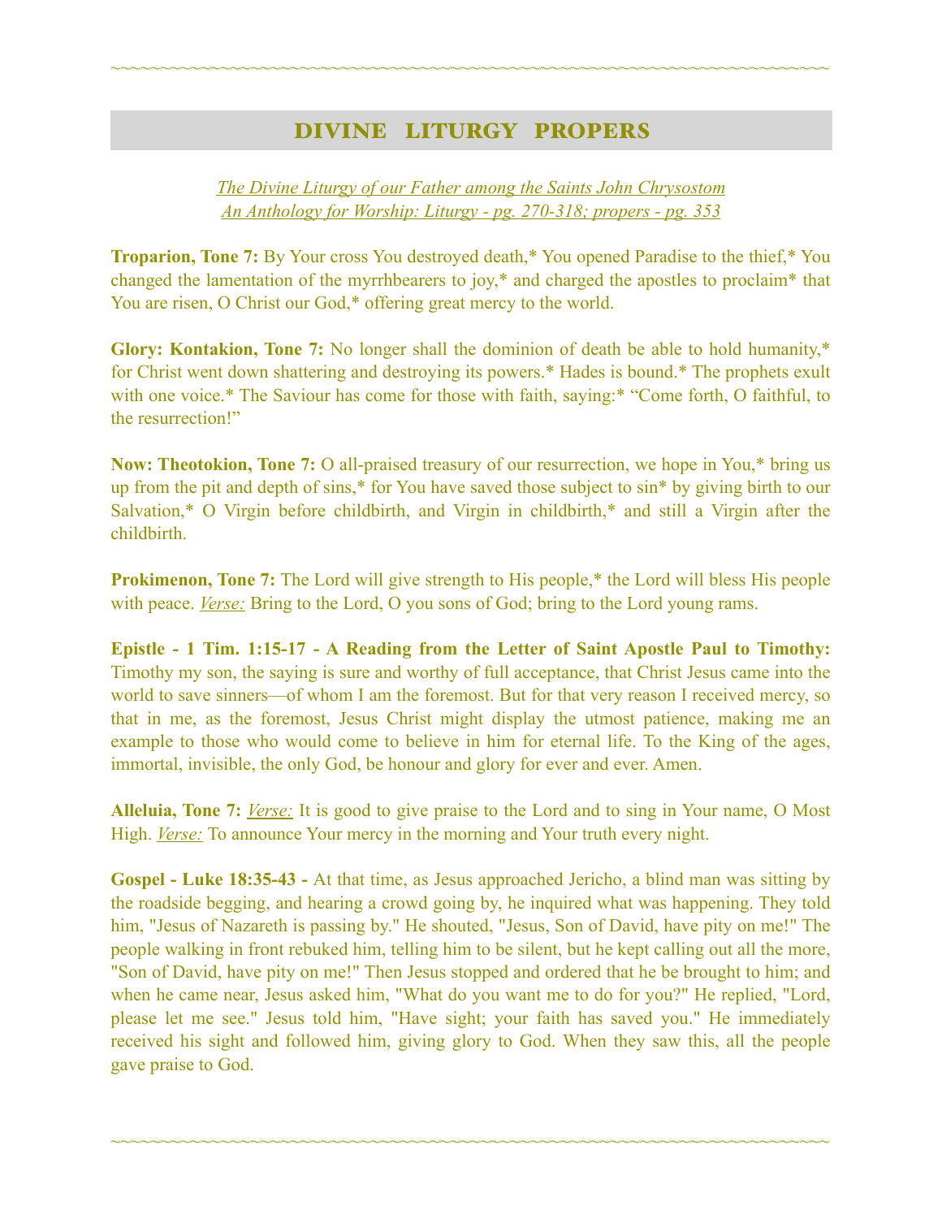~~~~~~~~~~~~~~~~~~~~~~~~~~~~~~~~~~~~~~~~~~~~~~~~~~~~~~~~~~~~~~~~~~~~

## DIVINE LITURGY PROPERS

*The Divine Liturgy of our Father among the Saints John Chrysostom*
*An Anthology for Worship: Liturgy - pg. 270-318; propers - pg. 353*

**Troparion, Tone 7:** By Your cross You destroyed death,* You opened Paradise to the thief,* You changed the lamentation of the myrrhbearers to joy,* and charged the apostles to proclaim* that You are risen, O Christ our God,* offering great mercy to the world.

**Glory: Kontakion, Tone 7:** No longer shall the dominion of death be able to hold humanity,* for Christ went down shattering and destroying its powers.* Hades is bound.* The prophets exult with one voice.* The Saviour has come for those with faith, saying:* "Come forth, O faithful, to the resurrection!"

**Now: Theotokion, Tone 7:** O all-praised treasury of our resurrection, we hope in You,* bring us up from the pit and depth of sins,* for You have saved those subject to sin* by giving birth to our Salvation,* O Virgin before childbirth, and Virgin in childbirth,* and still a Virgin after the childbirth.

**Prokimenon, Tone 7:** The Lord will give strength to His people,* the Lord will bless His people with peace. *Verse:* Bring to the Lord, O you sons of God; bring to the Lord young rams.

**Epistle - 1 Tim. 1:15-17 - A Reading from the Letter of Saint Apostle Paul to Timothy:** Timothy my son, the saying is sure and worthy of full acceptance, that Christ Jesus came into the world to save sinners—of whom I am the foremost. But for that very reason I received mercy, so that in me, as the foremost, Jesus Christ might display the utmost patience, making me an example to those who would come to believe in him for eternal life. To the King of the ages, immortal, invisible, the only God, be honour and glory for ever and ever. Amen.

**Alleluia, Tone 7:** *Verse:* It is good to give praise to the Lord and to sing in Your name, O Most High. *Verse:* To announce Your mercy in the morning and Your truth every night.

**Gospel - Luke 18:35-43 -** At that time, as Jesus approached Jericho, a blind man was sitting by the roadside begging, and hearing a crowd going by, he inquired what was happening. They told him, "Jesus of Nazareth is passing by." He shouted, "Jesus, Son of David, have pity on me!" The people walking in front rebuked him, telling him to be silent, but he kept calling out all the more, "Son of David, have pity on me!" Then Jesus stopped and ordered that he be brought to him; and when he came near, Jesus asked him, "What do you want me to do for you?" He replied, "Lord, please let me see." Jesus told him, "Have sight; your faith has saved you." He immediately received his sight and followed him, giving glory to God. When they saw this, all the people gave praise to God.

~~~~~~~~~~~~~~~~~~~~~~~~~~~~~~~~~~~~~~~~~~~~~~~~~~~~~~~~~~~~~~~~~~~~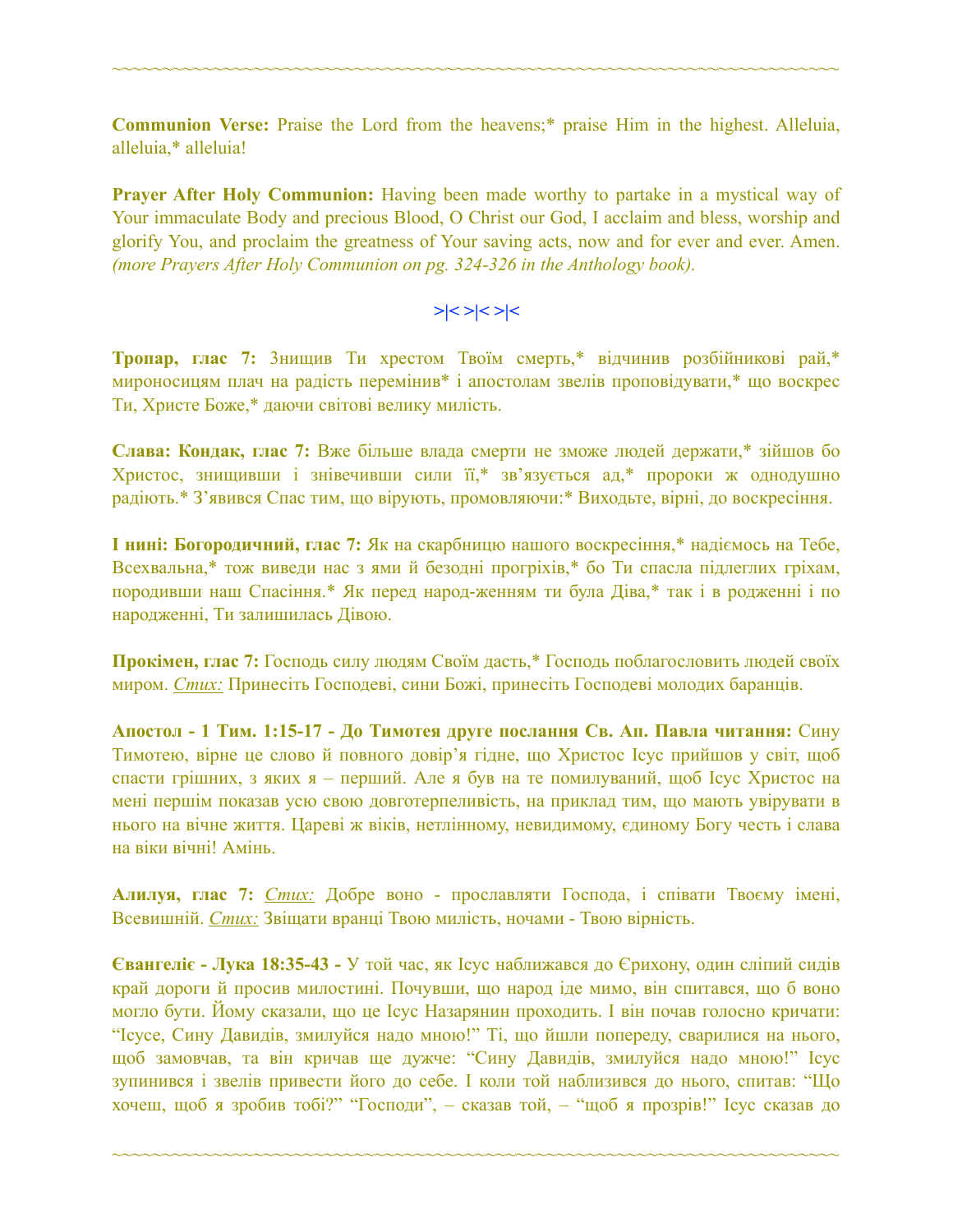~~~~~~~~~~~~~~~~~~~~~~~~~~~~~~~~~~~~~~~~~~~~~~~~~~~~~~~~~~~~~~~~~~~~~~~~

**Communion Verse:** Praise the Lord from the heavens;* praise Him in the highest. Alleluia, alleluia,* alleluia!

**Prayer After Holy Communion:** Having been made worthy to partake in a mystical way of Your immaculate Body and precious Blood, O Christ our God, I acclaim and bless, worship and glorify You, and proclaim the greatness of Your saving acts, now and for ever and ever. Amen. *(more Prayers After Holy Communion on pg. 324-326 in the Anthology book).*

>|< >|< >|<

**Тропар, глас 7:** Знищив Ти хрестом Твоїм смерть,* відчинив розбійникові рай,* мироносицям плач на радість перемінив* і апостолам звелів проповідувати,* що воскрес Ти, Христе Боже,* даючи світові велику милість.

**Слава: Кондак, глас 7:** Вже більше влада смерти не зможе людей держати,* зійшов бо Христос, знищивши і знівечивши сили її,* зв'язується ад,* пророки ж однодушно радіють.* З'явився Спас тим, що вірують, промовляючи:* Виходьте, вірні, до воскресіння.

**І нині: Богородичний, глас 7:** Як на скарбницю нашого воскресіння,* надіємось на Тебе, Всехвальна,* тож виведи нас з ями й безодні прогріхів,* бо Ти спасла підлеглих гріхам, породивши наш Спасіння.* Як перед народ-женням ти була Діва,* так і в родженні і по народженні, Ти залишилась Дівою.

**Прокімен, глас 7:** Господь силу людям Своїм дасть,* Господь поблагословить людей своїх миром. *Стих:* Принесіть Господеві, сини Божі, принесіть Господеві молодих баранців.

**Апостол - 1 Тим. 1:15-17 - До Тимотея друге послання Св. Ап. Павла читання:** Сину Тимотею, вірне це слово й повного довір'я гідне, що Христос Ісус прийшов у світ, щоб спасти грішних, з яких я – перший. Але я був на те помилуваний, щоб Ісус Христос на мені першім показав усю свою довготерпеливість, на приклад тим, що мають увірувати в нього на вічне життя. Цареві ж віків, нетлінному, невидимому, єдиному Богу честь і слава на віки вічні! Амінь.

**Алилуя, глас 7:** *Стих:* Добре воно - прославляти Господа, і співати Твоєму імені, Всевишній. *Стих:* Звіщати вранці Твою милість, ночами - Твою вірність.

**Євангеліє - Лука 18:35-43 -** У той час, як Ісус наближався до Єрихону, один сліпий сидів край дороги й просив милостині. Почувши, що народ іде мимо, він спитався, що б воно могло бути. Йому сказали, що це Ісус Назарянин проходить. І він почав голосно кричати: "Ісусе, Сину Давидів, змилуйся надо мною!" Ті, що йшли попереду, сварилися на нього, щоб замовчав, та він кричав ще дужче: "Сину Давидів, змилуйся надо мною!" Ісус зупинився і звелів привести його до себе. І коли той наблизився до нього, спитав: "Що хочеш, щоб я зробив тобі?" "Господи", – сказав той, – "щоб я прозрів!" Ісус сказав до

~~~~~~~~~~~~~~~~~~~~~~~~~~~~~~~~~~~~~~~~~~~~~~~~~~~~~~~~~~~~~~~~~~~~~~~~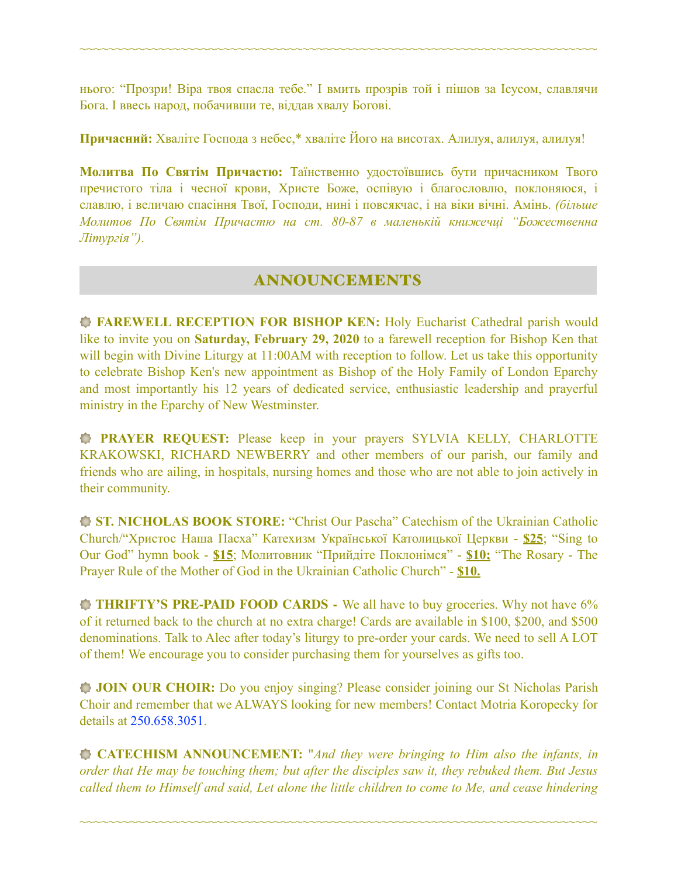нього: "Прозри! Віра твоя спасла тебе." І вмить прозрів той і пішов за Ісусом, славлячи Бога. І ввесь народ, побачивши те, віддав хвалу Богові.

**Причасний:** Хваліте Господа з небес,* хваліте Його на висотах. Алилуя, алилуя, алилуя!

**Молитва По Святім Причастю:** Таїнственно удостоївшись бути причасником Твого пречистого тіла і чесної крови, Христе Боже, оспівую і благословлю, поклоняюся, і славлю, і величаю спасіння Твої, Господи, нині і повсякчас, і на віки вічні. Амінь. *(більше Молитов По Святім Причастю на ст. 80-87 в маленькій книжечці "Божественна Літургія")*.

## ANNOUNCEMENTS

**FAREWELL RECEPTION FOR BISHOP KEN:** Holy Eucharist Cathedral parish would like to invite you on **Saturday, February 29, 2020** to a farewell reception for Bishop Ken that will begin with Divine Liturgy at 11:00AM with reception to follow. Let us take this opportunity to celebrate Bishop Ken's new appointment as Bishop of the Holy Family of London Eparchy and most importantly his 12 years of dedicated service, enthusiastic leadership and prayerful ministry in the Eparchy of New Westminster.

**PRAYER REQUEST:** Please keep in your prayers SYLVIA KELLY, CHARLOTTE KRAKOWSKI, RICHARD NEWBERRY and other members of our parish, our family and friends who are ailing, in hospitals, nursing homes and those who are not able to join actively in their community.

**ST. NICHOLAS BOOK STORE:** "Christ Our Pascha" Catechism of the Ukrainian Catholic Church/"Христос Наша Пасха" Катехизм Української Католицької Церкви - **$25**; "Sing to Our God" hymn book - **$15**; Молитовник "Прийдіте Поклонімся" - **$10;** "The Rosary - The Prayer Rule of the Mother of God in the Ukrainian Catholic Church" - **$10.**

**THRIFTY'S PRE-PAID FOOD CARDS -** We all have to buy groceries. Why not have 6% of it returned back to the church at no extra charge! Cards are available in $100, $200, and $500 denominations. Talk to Alec after today's liturgy to pre-order your cards. We need to sell A LOT of them! We encourage you to consider purchasing them for yourselves as gifts too.

**JOIN OUR CHOIR:** Do you enjoy singing? Please consider joining our St Nicholas Parish Choir and remember that we ALWAYS looking for new members! Contact Motria Koropecky for details at 250.658.3051.

**CATECHISM ANNOUNCEMENT:** "*And they were bringing to Him also the infants, in order that He may be touching them; but after the disciples saw it, they rebuked them. But Jesus called them to Himself and said, Let alone the little children to come to Me, and cease hindering*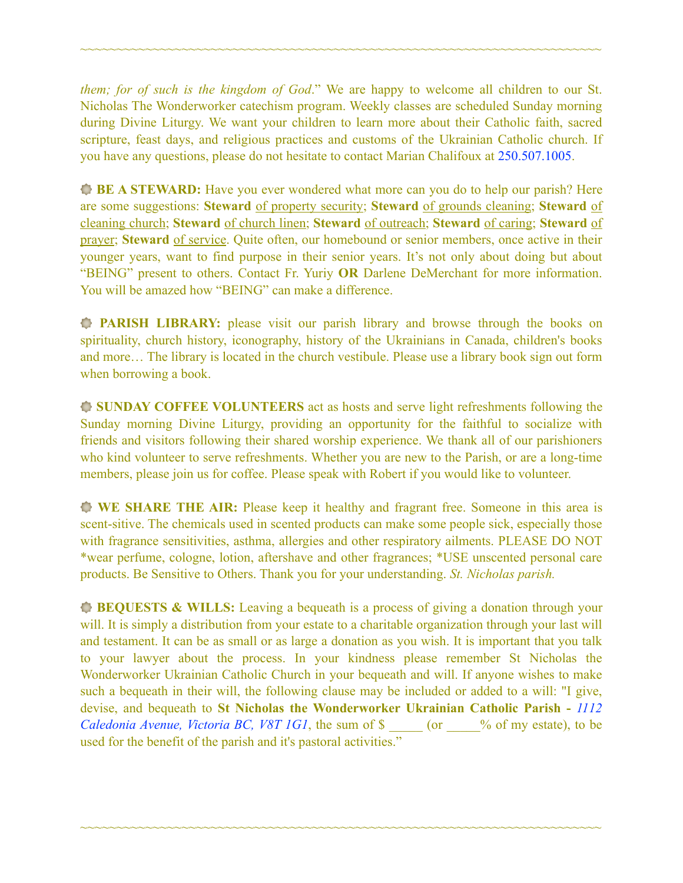*them; for of such is the kingdom of God*." We are happy to welcome all children to our St. Nicholas The Wonderworker catechism program. Weekly classes are scheduled Sunday morning during Divine Liturgy. We want your children to learn more about their Catholic faith, sacred scripture, feast days, and religious practices and customs of the Ukrainian Catholic church. If you have any questions, please do not hesitate to contact Marian Chalifoux at 250.507.1005.

**BE A STEWARD:** Have you ever wondered what more can you do to help our parish? Here are some suggestions: **Steward** of property security; **Steward** of grounds cleaning; **Steward** of cleaning church; **Steward** of church linen; **Steward** of outreach; **Steward** of caring; **Steward** of prayer; **Steward** of service. Quite often, our homebound or senior members, once active in their younger years, want to find purpose in their senior years. It's not only about doing but about "BEING" present to others. Contact Fr. Yuriy **OR** Darlene DeMerchant for more information. You will be amazed how "BEING" can make a difference.

**PARISH LIBRARY:** please visit our parish library and browse through the books on spirituality, church history, iconography, history of the Ukrainians in Canada, children's books and more… The library is located in the church vestibule. Please use a library book sign out form when borrowing a book.

**SUNDAY COFFEE VOLUNTEERS** act as hosts and serve light refreshments following the Sunday morning Divine Liturgy, providing an opportunity for the faithful to socialize with friends and visitors following their shared worship experience. We thank all of our parishioners who kind volunteer to serve refreshments. Whether you are new to the Parish, or are a long-time members, please join us for coffee. Please speak with Robert if you would like to volunteer.

**WE SHARE THE AIR:** Please keep it healthy and fragrant free. Someone in this area is scent-sitive. The chemicals used in scented products can make some people sick, especially those with fragrance sensitivities, asthma, allergies and other respiratory ailments. PLEASE DO NOT *wear perfume, cologne, lotion, aftershave and other fragrances; *USE unscented personal care products. Be Sensitive to Others. Thank you for your understanding. *St. Nicholas parish.*

**BEQUESTS & WILLS:** Leaving a bequeath is a process of giving a donation through your will. It is simply a distribution from your estate to a charitable organization through your last will and testament. It can be as small or as large a donation as you wish. It is important that you talk to your lawyer about the process. In your kindness please remember St Nicholas the Wonderworker Ukrainian Catholic Church in your bequeath and will. If anyone wishes to make such a bequeath in their will, the following clause may be included or added to a will: "I give, devise, and bequeath to **St Nicholas the Wonderworker Ukrainian Catholic Parish -** *1112 Caledonia Avenue, Victoria BC, V8T 1G1*, the sum of $ _____ (or _____% of my estate), to be used for the benefit of the parish and it's pastoral activities."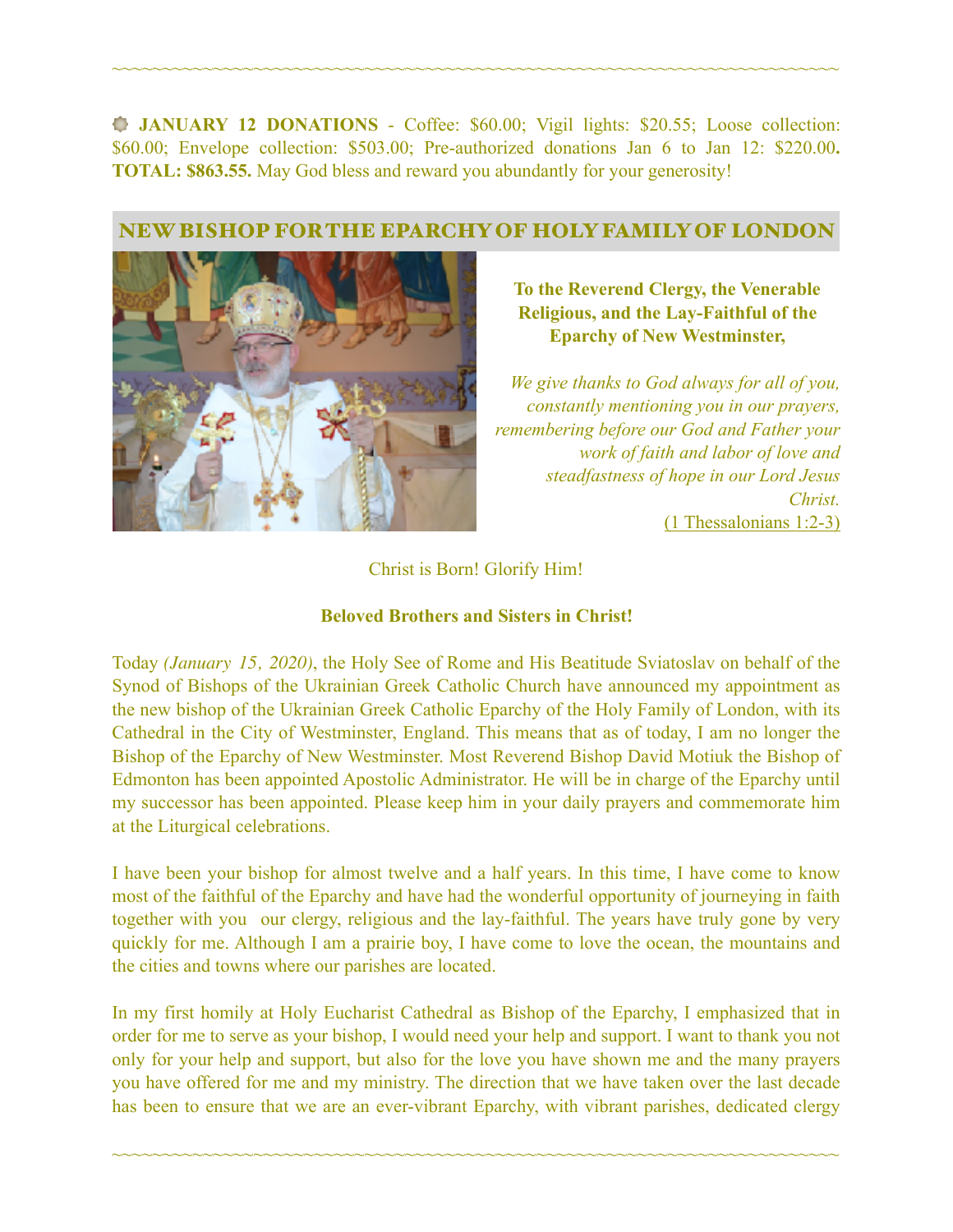**JANUARY 12 DONATIONS** - Coffee: $60.00; Vigil lights: $20.55; Loose collection: $60.00; Envelope collection: $503.00; Pre-authorized donations Jan 6 to Jan 12: $220.00**. TOTAL: $863.55.** May God bless and reward you abundantly for your generosity!

## NEW BISHOP FOR THE EPARCHY OF HOLY FAMILY OF LONDON

**To the Reverend Clergy, the Venerable Religious, and the Lay-Faithful of the Eparchy of New Westminster,**

*We give thanks to God always for all of you, constantly mentioning you in our prayers, remembering before our God and Father your work of faith and labor of love and steadfastness of hope in our Lord Jesus Christ.*
(1 Thessalonians 1:2-3)

Christ is Born! Glorify Him!

**Beloved Brothers and Sisters in Christ!**

Today *(January 15, 2020)*, the Holy See of Rome and His Beatitude Sviatoslav on behalf of the Synod of Bishops of the Ukrainian Greek Catholic Church have announced my appointment as the new bishop of the Ukrainian Greek Catholic Eparchy of the Holy Family of London, with its Cathedral in the City of Westminster, England. This means that as of today, I am no longer the Bishop of the Eparchy of New Westminster. Most Reverend Bishop David Motiuk the Bishop of Edmonton has been appointed Apostolic Administrator. He will be in charge of the Eparchy until my successor has been appointed. Please keep him in your daily prayers and commemorate him at the Liturgical celebrations.

I have been your bishop for almost twelve and a half years. In this time, I have come to know most of the faithful of the Eparchy and have had the wonderful opportunity of journeying in faith together with you our clergy, religious and the lay-faithful. The years have truly gone by very quickly for me. Although I am a prairie boy, I have come to love the ocean, the mountains and the cities and towns where our parishes are located.

In my first homily at Holy Eucharist Cathedral as Bishop of the Eparchy, I emphasized that in order for me to serve as your bishop, I would need your help and support. I want to thank you not only for your help and support, but also for the love you have shown me and the many prayers you have offered for me and my ministry. The direction that we have taken over the last decade has been to ensure that we are an ever-vibrant Eparchy, with vibrant parishes, dedicated clergy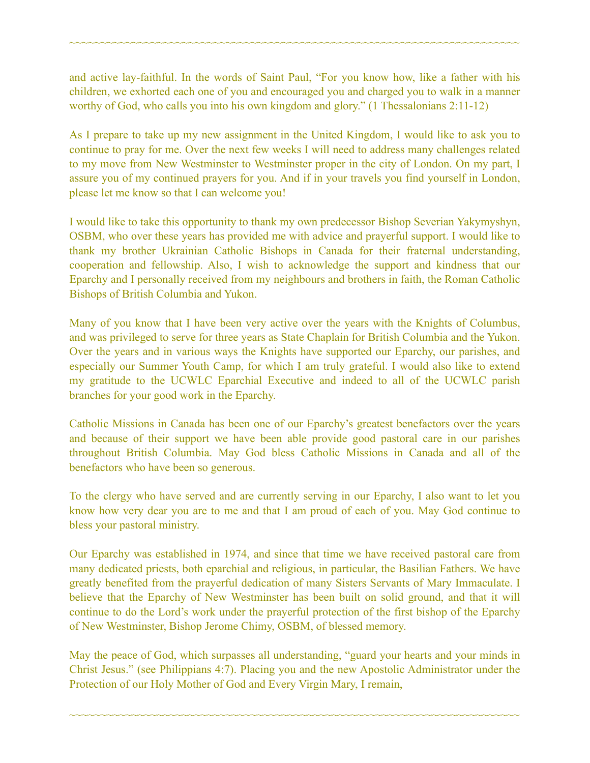and active lay-faithful. In the words of Saint Paul, “For you know how, like a father with his children, we exhorted each one of you and encouraged you and charged you to walk in a manner worthy of God, who calls you into his own kingdom and glory.” (1 Thessalonians 2:11-12)

As I prepare to take up my new assignment in the United Kingdom, I would like to ask you to continue to pray for me. Over the next few weeks I will need to address many challenges related to my move from New Westminster to Westminster proper in the city of London. On my part, I assure you of my continued prayers for you. And if in your travels you find yourself in London, please let me know so that I can welcome you!

I would like to take this opportunity to thank my own predecessor Bishop Severian Yakymyshyn, OSBM, who over these years has provided me with advice and prayerful support. I would like to thank my brother Ukrainian Catholic Bishops in Canada for their fraternal understanding, cooperation and fellowship. Also, I wish to acknowledge the support and kindness that our Eparchy and I personally received from my neighbours and brothers in faith, the Roman Catholic Bishops of British Columbia and Yukon.

Many of you know that I have been very active over the years with the Knights of Columbus, and was privileged to serve for three years as State Chaplain for British Columbia and the Yukon. Over the years and in various ways the Knights have supported our Eparchy, our parishes, and especially our Summer Youth Camp, for which I am truly grateful. I would also like to extend my gratitude to the UCWLC Eparchial Executive and indeed to all of the UCWLC parish branches for your good work in the Eparchy.

Catholic Missions in Canada has been one of our Eparchy’s greatest benefactors over the years and because of their support we have been able provide good pastoral care in our parishes throughout British Columbia. May God bless Catholic Missions in Canada and all of the benefactors who have been so generous.

To the clergy who have served and are currently serving in our Eparchy, I also want to let you know how very dear you are to me and that I am proud of each of you. May God continue to bless your pastoral ministry.

Our Eparchy was established in 1974, and since that time we have received pastoral care from many dedicated priests, both eparchial and religious, in particular, the Basilian Fathers. We have greatly benefited from the prayerful dedication of many Sisters Servants of Mary Immaculate. I believe that the Eparchy of New Westminster has been built on solid ground, and that it will continue to do the Lord’s work under the prayerful protection of the first bishop of the Eparchy of New Westminster, Bishop Jerome Chimy, OSBM, of blessed memory.

May the peace of God, which surpasses all understanding, “guard your hearts and your minds in Christ Jesus.” (see Philippians 4:7). Placing you and the new Apostolic Administrator under the Protection of our Holy Mother of God and Every Virgin Mary, I remain,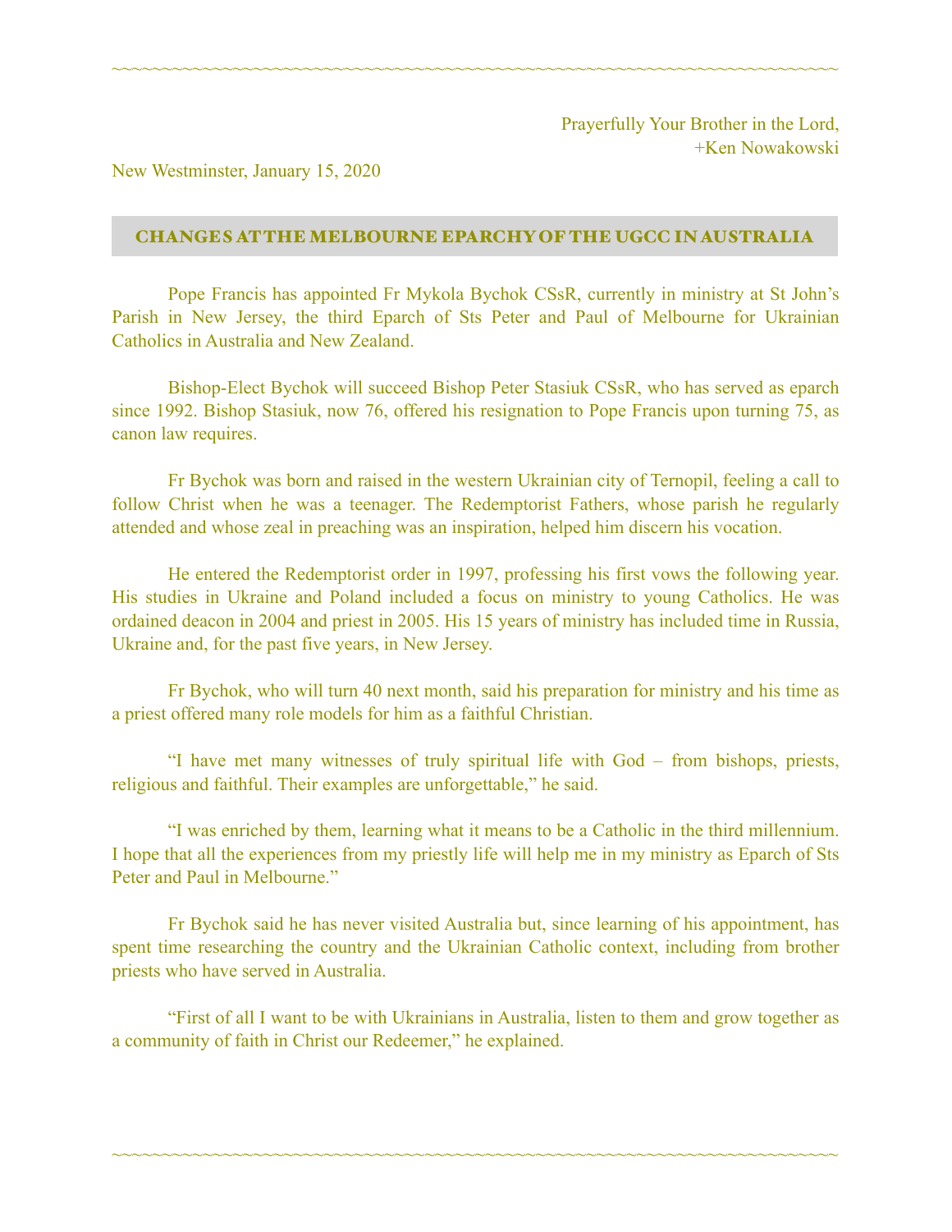Prayerfully Your Brother in the Lord,
+Ken Nowakowski

New Westminster, January 15, 2020

## CHANGES AT THE MELBOURNE EPARCHY OF THE UGCC IN AUSTRALIA

Pope Francis has appointed Fr Mykola Bychok CSsR, currently in ministry at St John's Parish in New Jersey, the third Eparch of Sts Peter and Paul of Melbourne for Ukrainian Catholics in Australia and New Zealand.

Bishop-Elect Bychok will succeed Bishop Peter Stasiuk CSsR, who has served as eparch since 1992. Bishop Stasiuk, now 76, offered his resignation to Pope Francis upon turning 75, as canon law requires.

Fr Bychok was born and raised in the western Ukrainian city of Ternopil, feeling a call to follow Christ when he was a teenager. The Redemptorist Fathers, whose parish he regularly attended and whose zeal in preaching was an inspiration, helped him discern his vocation.

He entered the Redemptorist order in 1997, professing his first vows the following year. His studies in Ukraine and Poland included a focus on ministry to young Catholics. He was ordained deacon in 2004 and priest in 2005. His 15 years of ministry has included time in Russia, Ukraine and, for the past five years, in New Jersey.

Fr Bychok, who will turn 40 next month, said his preparation for ministry and his time as a priest offered many role models for him as a faithful Christian.

"I have met many witnesses of truly spiritual life with God – from bishops, priests, religious and faithful. Their examples are unforgettable," he said.

"I was enriched by them, learning what it means to be a Catholic in the third millennium. I hope that all the experiences from my priestly life will help me in my ministry as Eparch of Sts Peter and Paul in Melbourne."

Fr Bychok said he has never visited Australia but, since learning of his appointment, has spent time researching the country and the Ukrainian Catholic context, including from brother priests who have served in Australia.

"First of all I want to be with Ukrainians in Australia, listen to them and grow together as a community of faith in Christ our Redeemer," he explained.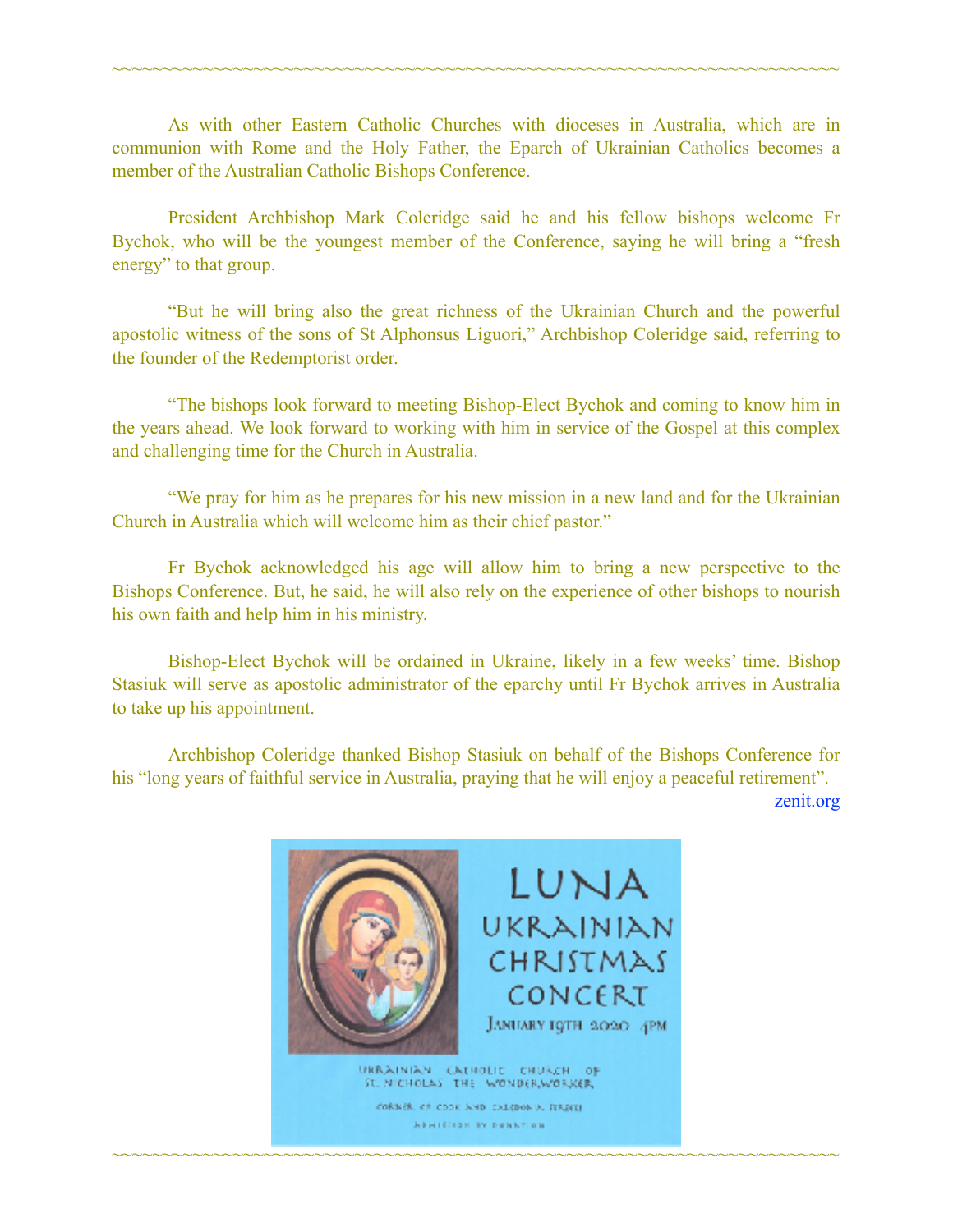~~~~~~~~~~~~~~~~~~~~~~~~~~~~~~~~~~~~~~~~~~~~~~~~~~~~~~~~~~~~~~~~~~~~~~~~~~

As with other Eastern Catholic Churches with dioceses in Australia, which are in communion with Rome and the Holy Father, the Eparch of Ukrainian Catholics becomes a member of the Australian Catholic Bishops Conference.

President Archbishop Mark Coleridge said he and his fellow bishops welcome Fr Bychok, who will be the youngest member of the Conference, saying he will bring a "fresh energy" to that group.

"But he will bring also the great richness of the Ukrainian Church and the powerful apostolic witness of the sons of St Alphonsus Liguori," Archbishop Coleridge said, referring to the founder of the Redemptorist order.

"The bishops look forward to meeting Bishop-Elect Bychok and coming to know him in the years ahead. We look forward to working with him in service of the Gospel at this complex and challenging time for the Church in Australia.

"We pray for him as he prepares for his new mission in a new land and for the Ukrainian Church in Australia which will welcome him as their chief pastor."

Fr Bychok acknowledged his age will allow him to bring a new perspective to the Bishops Conference. But, he said, he will also rely on the experience of other bishops to nourish his own faith and help him in his ministry.

Bishop-Elect Bychok will be ordained in Ukraine, likely in a few weeks' time. Bishop Stasiuk will serve as apostolic administrator of the eparchy until Fr Bychok arrives in Australia to take up his appointment.

Archbishop Coleridge thanked Bishop Stasiuk on behalf of the Bishops Conference for his "long years of faithful service in Australia, praying that he will enjoy a peaceful retirement".

zenit.org

LUNA
UKRAINIAN
CHRISTMAS
CONCERT

JANUARY 19TH 2020 4PM

UKRAINIAN CATHOLIC CHURCH OF
ST. NICHOLAS THE WONDERWORKER

CORNER OF COOK AND CALEDONIA STREETS

ADMISSION BY DONATION

~~~~~~~~~~~~~~~~~~~~~~~~~~~~~~~~~~~~~~~~~~~~~~~~~~~~~~~~~~~~~~~~~~~~~~~~~~